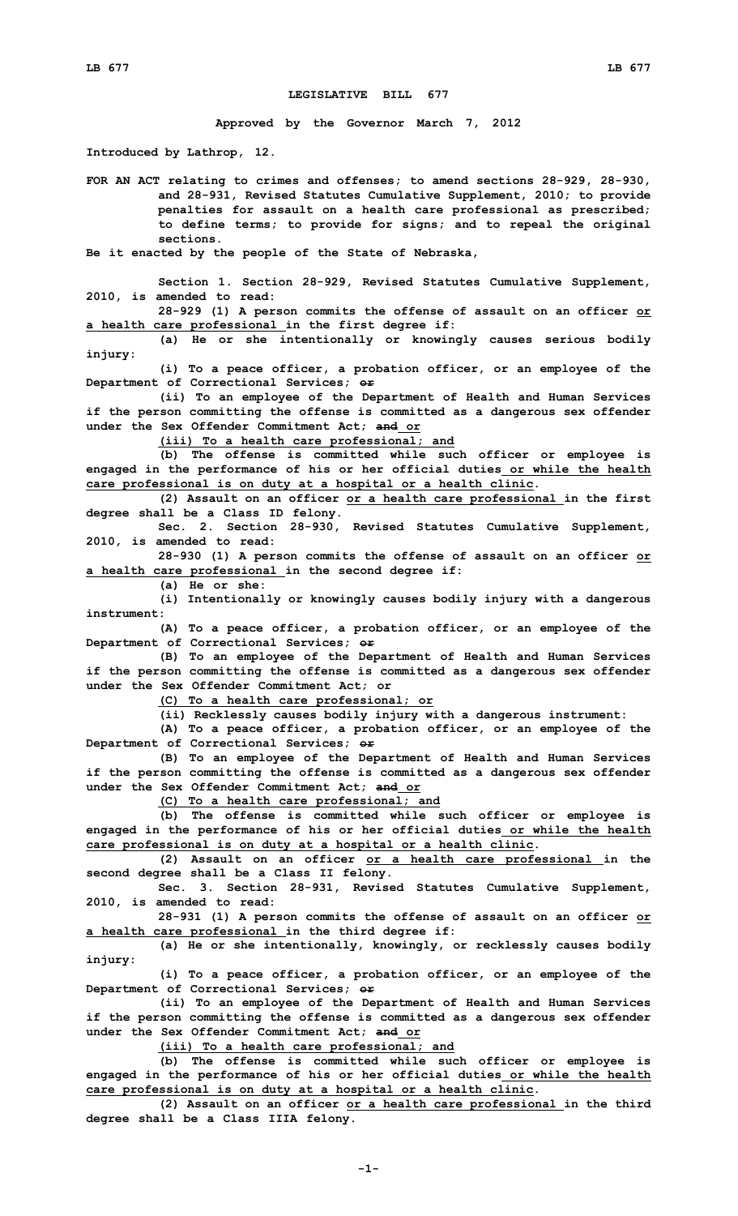# LEGISLATIVE BILL 677

**Approved by the Governor March 7, 2012**

**Introduced by Lathrop, 12.**

FOR AN ACT relating to crimes and offenses; to amend sections 28-929, 28-930, and 28-931, Revised Statutes Cumulative Supplement, 2010; to provide penalties for assault on a health care professional as prescribed; to define terms; to provide for signs; and to repeal the original sections.

Be it enacted by the people of the State of Nebraska,

Section 1. Section 28-929, Revised Statutes Cumulative Supplement, 2010, is amended to read:

28-929 (1) A person commits the offense of assault on an officer or a health care professional in the first degree if:

(a) He or she intentionally or knowingly causes serious bodily injury:

(i) To a peace officer, a probation officer, or an employee of the Department of Correctional Services; ~~or~~

(ii) To an employee of the Department of Health and Human Services if the person committing the offense is committed as a dangerous sex offender under the Sex Offender Commitment Act; ~~and~~ or

(iii) To a health care professional; and

(b) The offense is committed while such officer or employee is engaged in the performance of his or her official duties or while the health care professional is on duty at a hospital or a health clinic.

(2) Assault on an officer or a health care professional in the first degree shall be a Class ID felony.

Sec. 2. Section 28-930, Revised Statutes Cumulative Supplement, 2010, is amended to read:

28-930 (1) A person commits the offense of assault on an officer or a health care professional in the second degree if:

(a) He or she:

(i) Intentionally or knowingly causes bodily injury with a dangerous instrument:

(A) To a peace officer, a probation officer, or an employee of the Department of Correctional Services; ~~or~~

(B) To an employee of the Department of Health and Human Services if the person committing the offense is committed as a dangerous sex offender under the Sex Offender Commitment Act; or

(C) To a health care professional; or

(ii) Recklessly causes bodily injury with a dangerous instrument:

(A) To a peace officer, a probation officer, or an employee of the Department of Correctional Services; ~~or~~

(B) To an employee of the Department of Health and Human Services if the person committing the offense is committed as a dangerous sex offender under the Sex Offender Commitment Act; ~~and~~ or

(C) To a health care professional; and

(b) The offense is committed while such officer or employee is engaged in the performance of his or her official duties or while the health care professional is on duty at a hospital or a health clinic.

(2) Assault on an officer or a health care professional in the second degree shall be a Class II felony.

Sec. 3. Section 28-931, Revised Statutes Cumulative Supplement, 2010, is amended to read:

28-931 (1) A person commits the offense of assault on an officer or a health care professional in the third degree if:

(a) He or she intentionally, knowingly, or recklessly causes bodily injury:

(i) To a peace officer, a probation officer, or an employee of the Department of Correctional Services; ~~or~~

(ii) To an employee of the Department of Health and Human Services if the person committing the offense is committed as a dangerous sex offender under the Sex Offender Commitment Act; ~~and~~ or

(iii) To a health care professional; and

(b) The offense is committed while such officer or employee is engaged in the performance of his or her official duties or while the health care professional is on duty at a hospital or a health clinic.

(2) Assault on an officer or a health care professional in the third degree shall be a Class IIIA felony.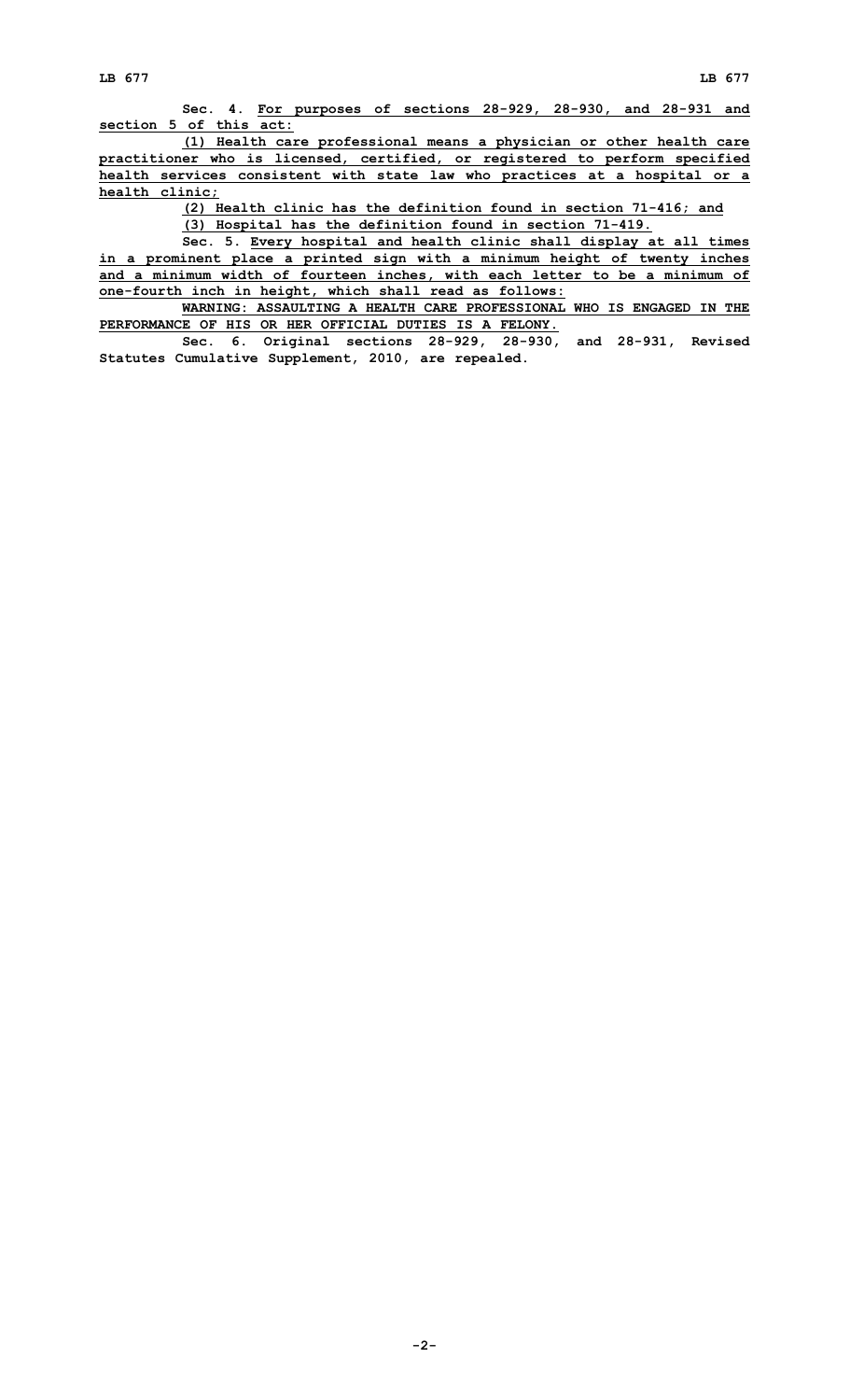Sec. 4. For purposes of sections 28-929, 28-930, and 28-931 and section 5 of this act:

(1) Health care professional means a physician or other health care practitioner who is licensed, certified, or registered to perform specified health services consistent with state law who practices at a hospital or a health clinic;

(2) Health clinic has the definition found in section 71-416; and

(3) Hospital has the definition found in section 71-419.

Sec. 5. Every hospital and health clinic shall display at all times in a prominent place a printed sign with a minimum height of twenty inches and a minimum width of fourteen inches, with each letter to be a minimum of one-fourth inch in height, which shall read as follows:

WARNING: ASSAULTING A HEALTH CARE PROFESSIONAL WHO IS ENGAGED IN THE PERFORMANCE OF HIS OR HER OFFICIAL DUTIES IS A FELONY.

Sec. 6. Original sections 28-929, 28-930, and 28-931, Revised Statutes Cumulative Supplement, 2010, are repealed.